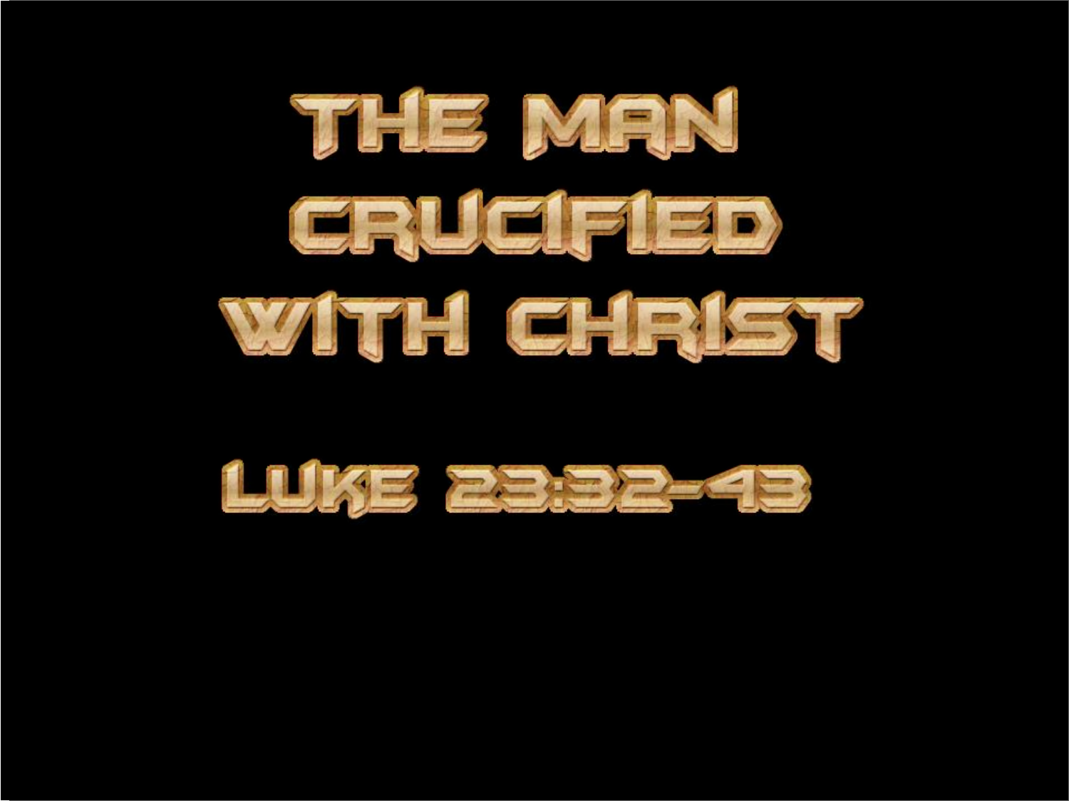# THE MAN CRUCIFIED WITH CHRIST

LUKE 23:32-43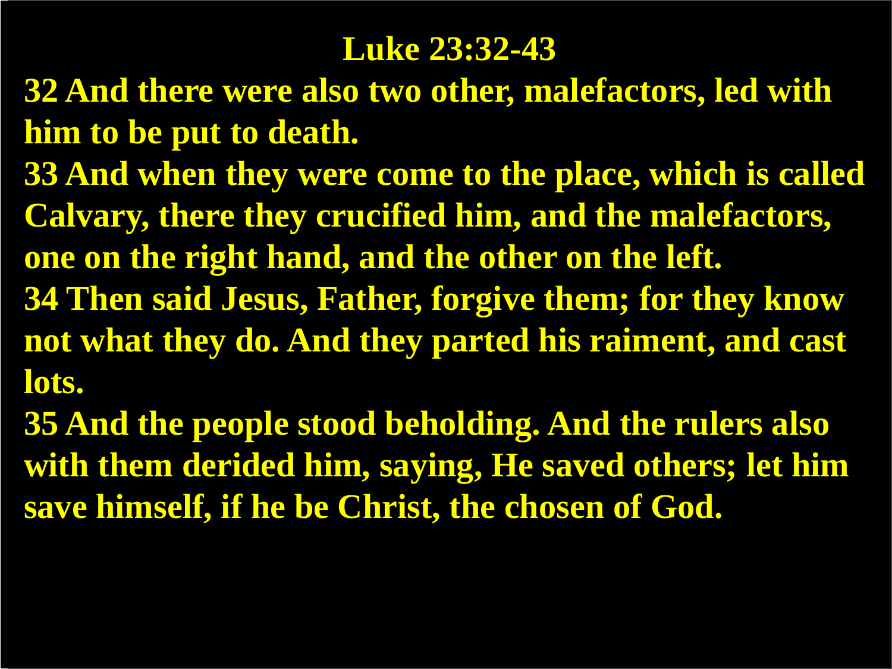# Luke 23:32-43

**32 And there were also two other, malefactors, led with him to be put to death.**

**33 And when they were come to the place, which is called Calvary, there they crucified him, and the malefactors, one on the right hand, and the other on the left.**

**34 Then said Jesus, Father, forgive them; for they know not what they do. And they parted his raiment, and cast lots.**

**35 And the people stood beholding. And the rulers also with them derided him, saying, He saved others; let him save himself, if he be Christ, the chosen of God.**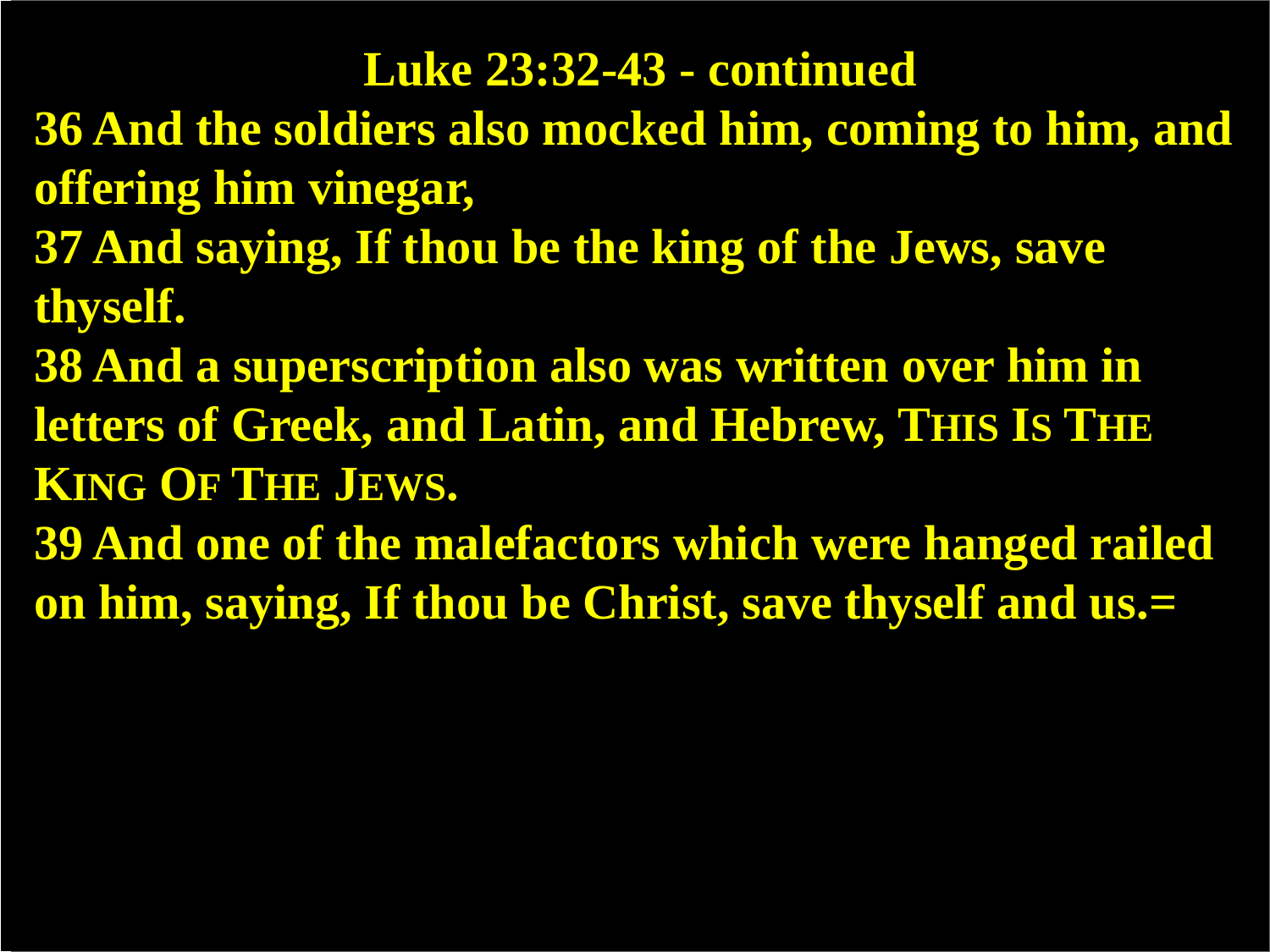# Luke 23:32-43 - continued

**36 And the soldiers also mocked him, coming to him, and offering him vinegar,**

**37 And saying, If thou be the king of the Jews, save thyself.**

**38 And a superscription also was written over him in letters of Greek, and Latin, and Hebrew, THIS IS THE KING OF THE JEWS.**

**39 And one of the malefactors which were hanged railed on him, saying, If thou be Christ, save thyself and us.=**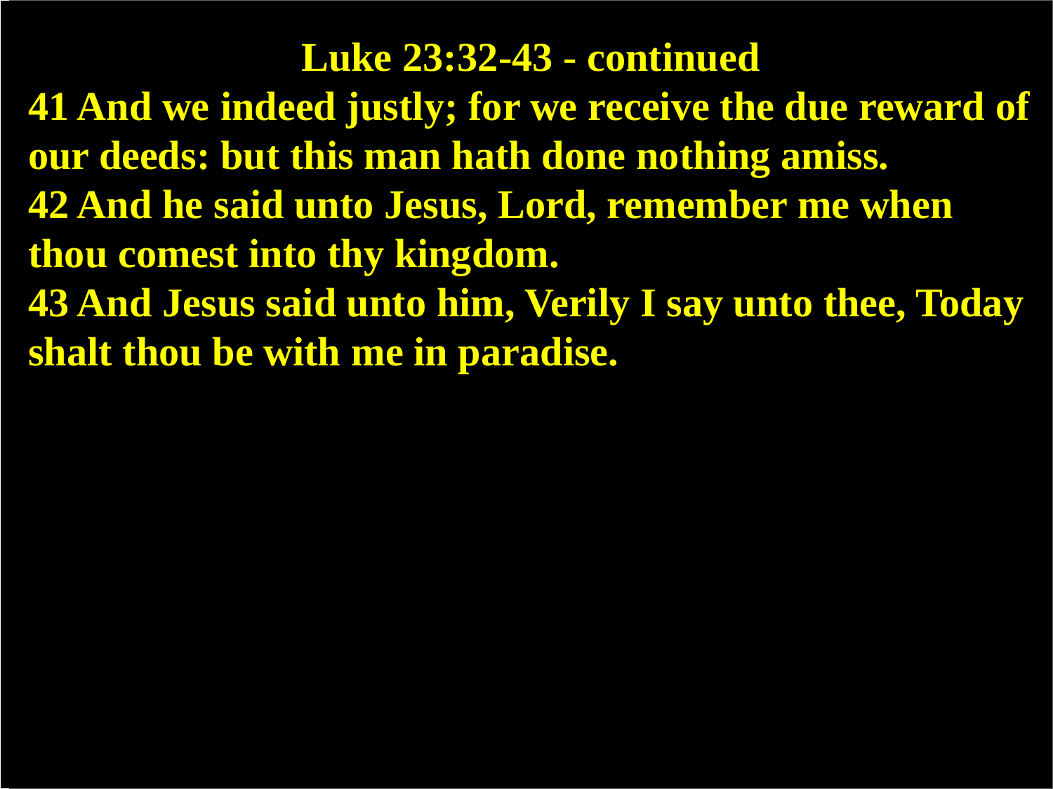# Luke 23:32-43 - continued

**41 And we indeed justly; for we receive the due reward of our deeds: but this man hath done nothing amiss.**

**42 And he said unto Jesus, Lord, remember me when thou comest into thy kingdom.**

**43 And Jesus said unto him, Verily I say unto thee, Today shalt thou be with me in paradise.**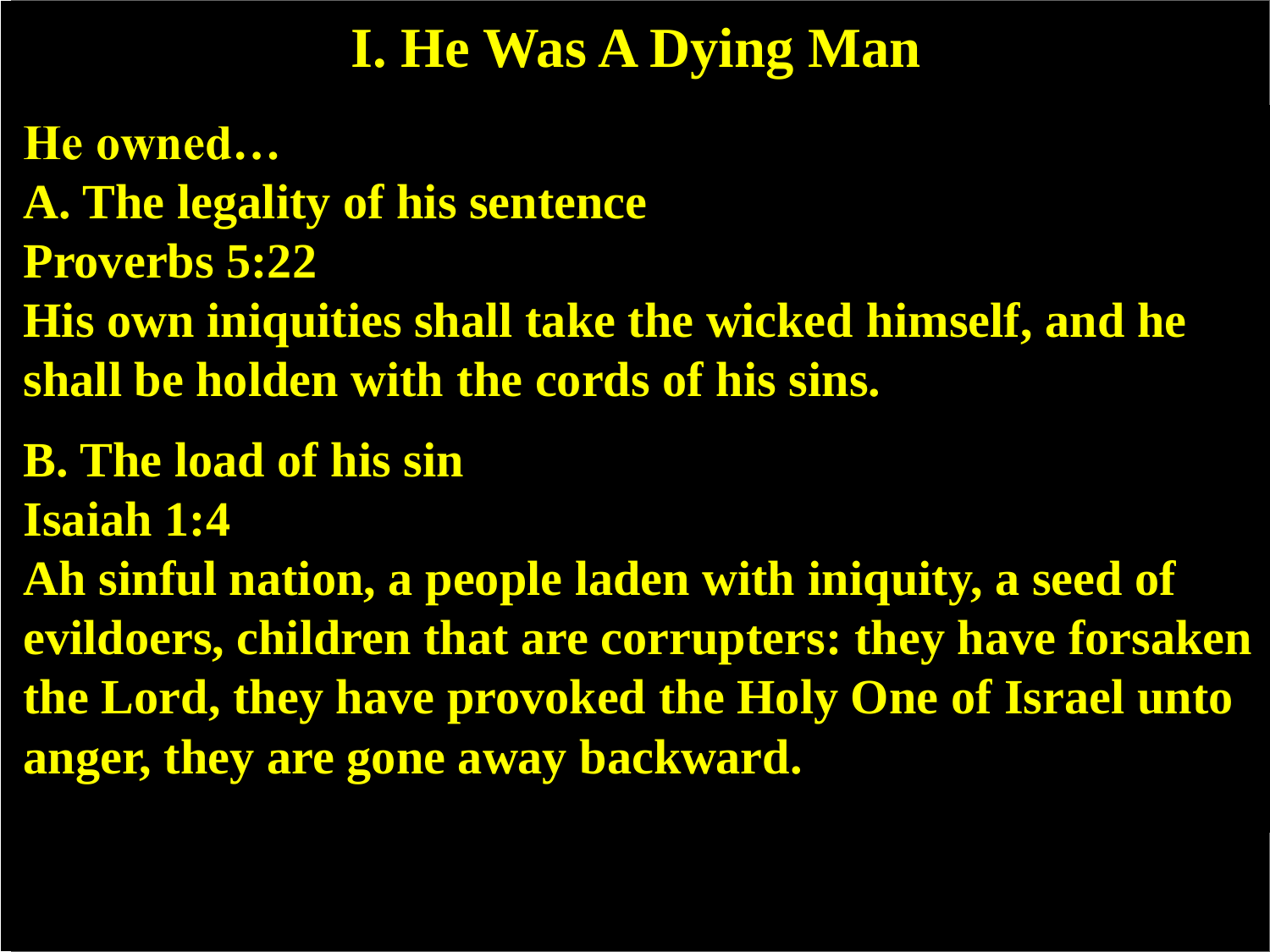# I. He Was A Dying Man

**He owned…**

**A. The legality of his sentence**

**Proverbs 5:22**

**His own iniquities shall take the wicked himself, and he shall be holden with the cords of his sins.**

**B. The load of his sin**

**Isaiah 1:4**

**Ah sinful nation, a people laden with iniquity, a seed of evildoers, children that are corrupters: they have forsaken the Lord, they have provoked the Holy One of Israel unto anger, they are gone away backward.**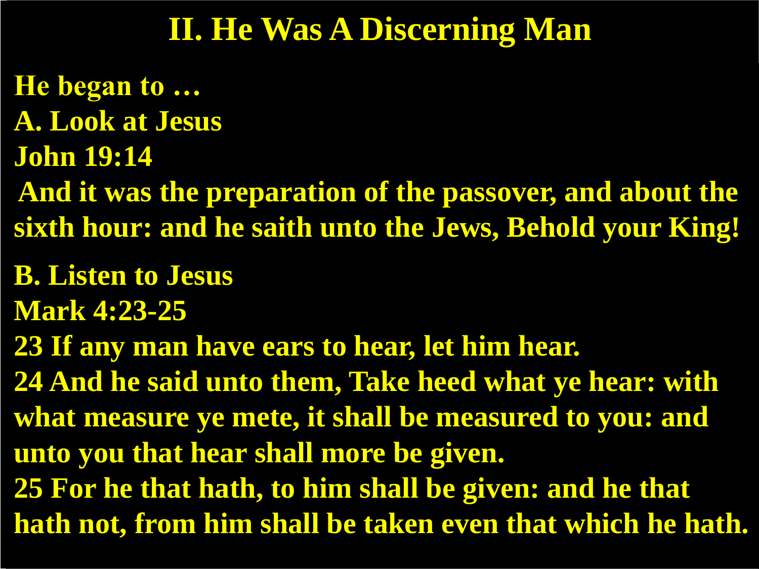# II. He Was A Discerning Man

**He began to …**

**A. Look at Jesus**

**John 19:14**

**And it was the preparation of the passover, and about the sixth hour: and he saith unto the Jews, Behold your King!**

**B. Listen to Jesus**

**Mark 4:23-25**

**23 If any man have ears to hear, let him hear.**

**24 And he said unto them, Take heed what ye hear: with what measure ye mete, it shall be measured to you: and unto you that hear shall more be given.**

**25 For he that hath, to him shall be given: and he that hath not, from him shall be taken even that which he hath.**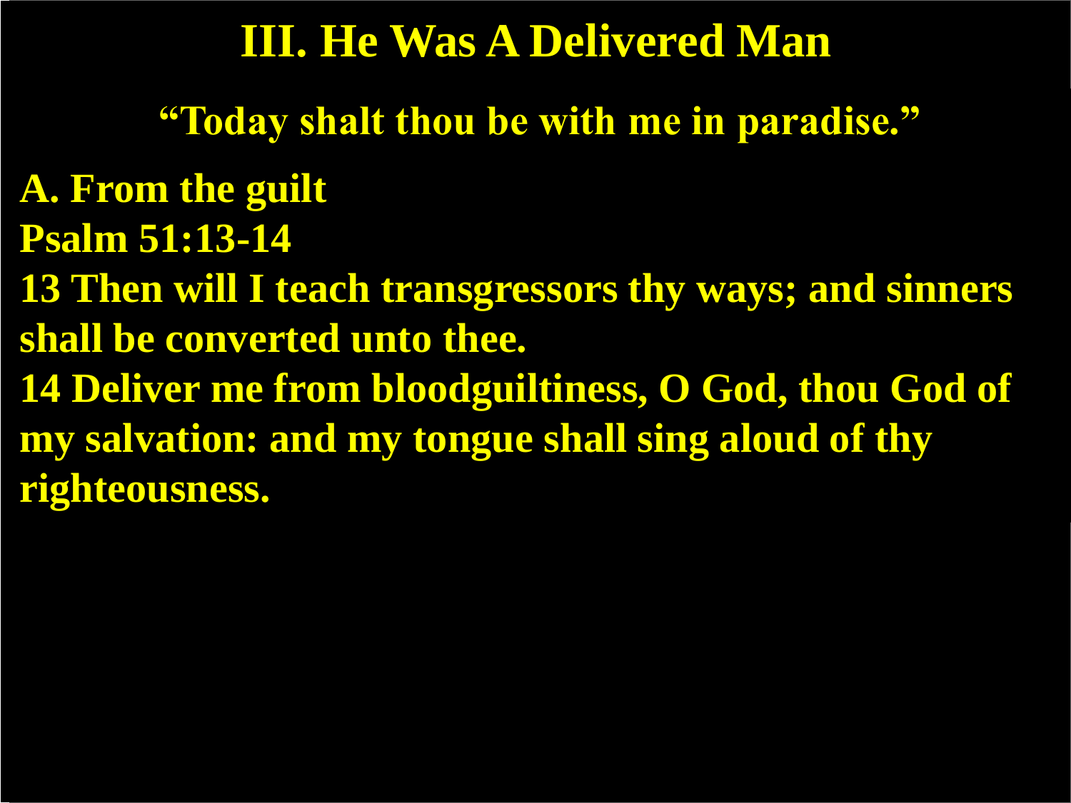# III. He Was A Delivered Man

**"Today shalt thou be with me in paradise."**

**A. From the guilt**

**Psalm 51:13-14**

**13 Then will I teach transgressors thy ways; and sinners shall be converted unto thee.**

**14 Deliver me from bloodguiltiness, O God, thou God of my salvation: and my tongue shall sing aloud of thy righteousness.**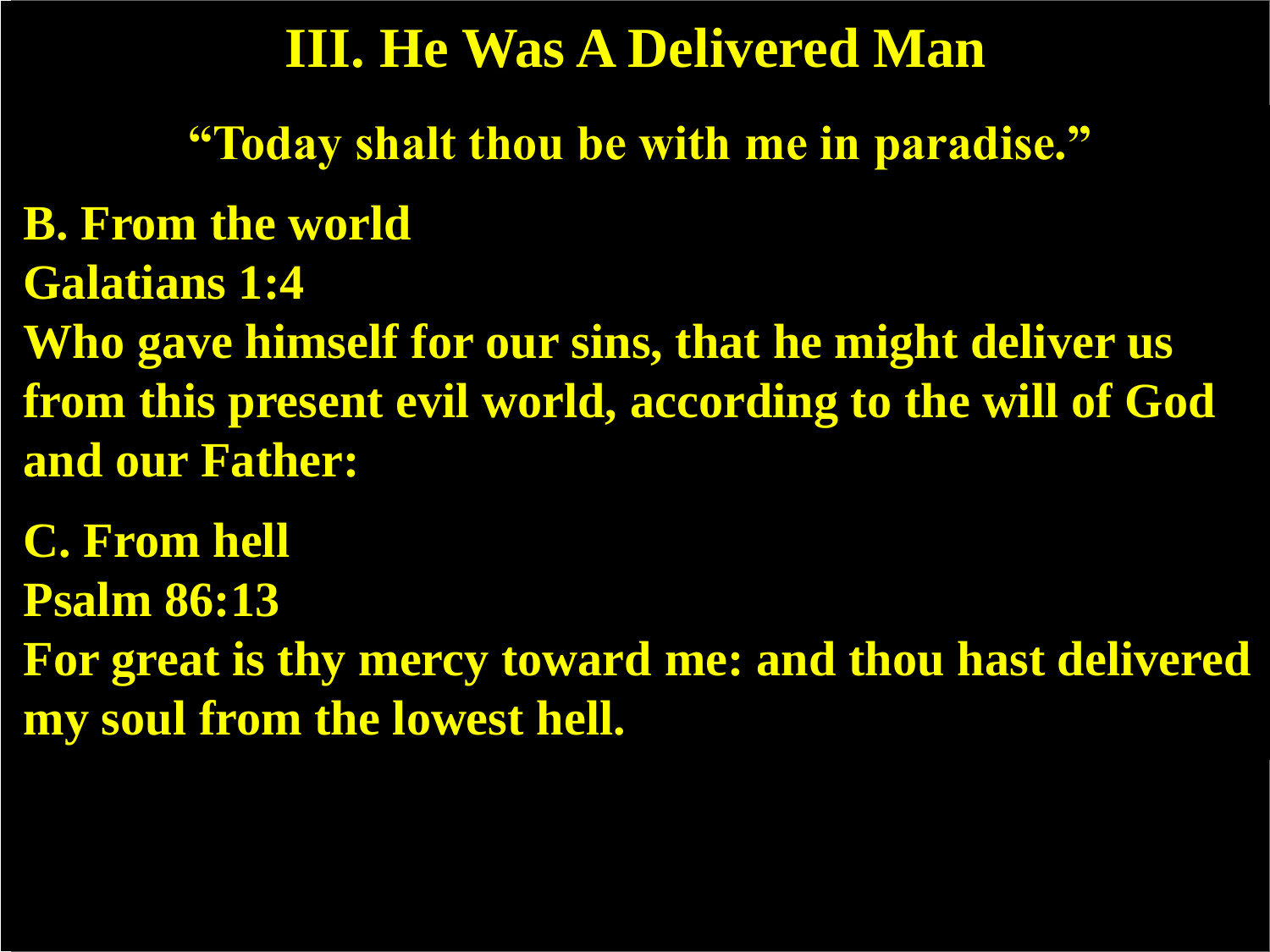# III. He Was A Delivered Man

**"Today shalt thou be with me in paradise."**

**B. From the world**

**Galatians 1:4**

**Who gave himself for our sins, that he might deliver us from this present evil world, according to the will of God and our Father:**

**C. From hell**

**Psalm 86:13**

**For great is thy mercy toward me: and thou hast delivered my soul from the lowest hell.**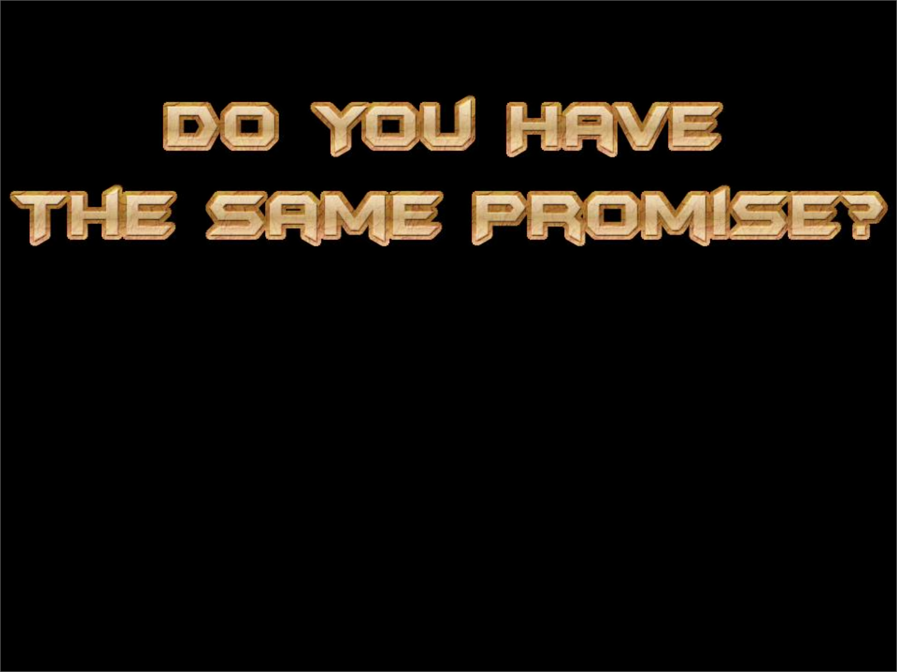# DO YOU HAVE THE SAME PROMISE?